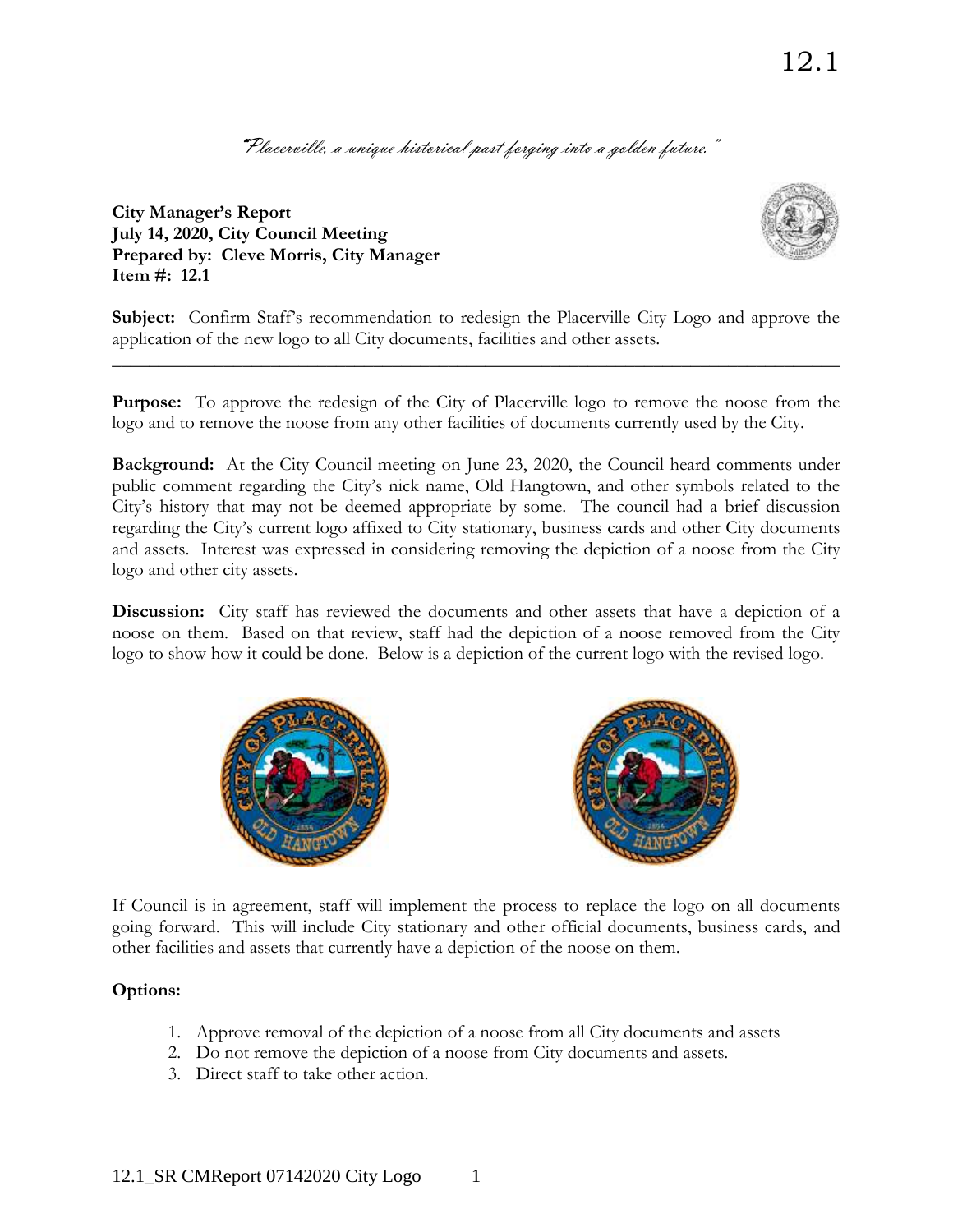# 12.1

*"Placerville, a unique historical past forging into a golden future."*

**City Manager's Report**
**July 14, 2020, City Council Meeting**
**Prepared by: Cleve Morris, City Manager**
**Item #: 12.1**

**Subject:** Confirm Staff's recommendation to redesign the Placerville City Logo and approve the application of the new logo to all City documents, facilities and other assets.

---

**Purpose:** To approve the redesign of the City of Placerville logo to remove the noose from the logo and to remove the noose from any other facilities of documents currently used by the City.

**Background:** At the City Council meeting on June 23, 2020, the Council heard comments under public comment regarding the City's nick name, Old Hangtown, and other symbols related to the City's history that may not be deemed appropriate by some. The council had a brief discussion regarding the City's current logo affixed to City stationary, business cards and other City documents and assets. Interest was expressed in considering removing the depiction of a noose from the City logo and other city assets.

**Discussion:** City staff has reviewed the documents and other assets that have a depiction of a noose on them. Based on that review, staff had the depiction of a noose removed from the City logo to show how it could be done. Below is a depiction of the current logo with the revised logo.

If Council is in agreement, staff will implement the process to replace the logo on all documents going forward. This will include City stationary and other official documents, business cards, and other facilities and assets that currently have a depiction of the noose on them.

**Options:**

1. Approve removal of the depiction of a noose from all City documents and assets
2. Do not remove the depiction of a noose from City documents and assets.
3. Direct staff to take other action.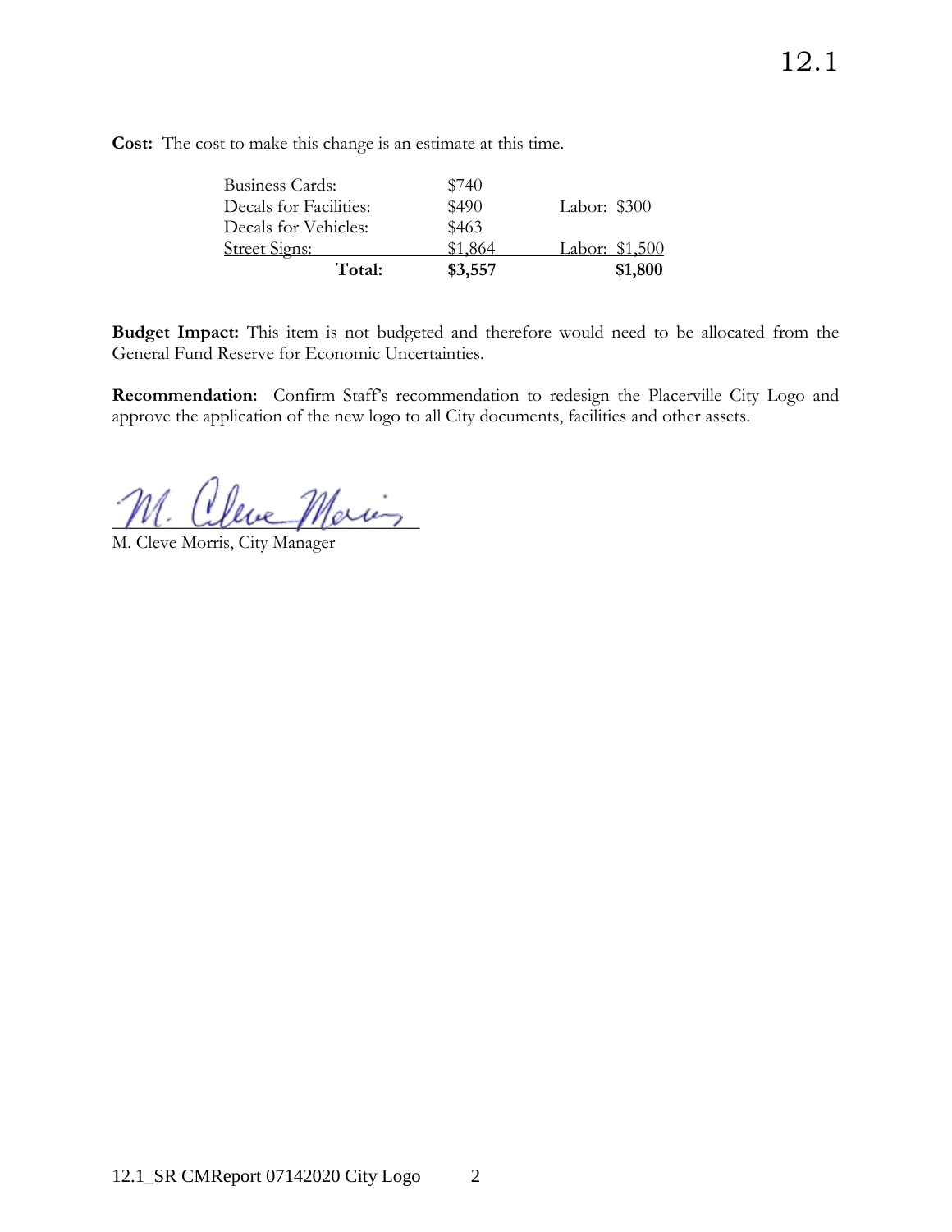**Cost:** The cost to make this change is an estimate at this time.

| | | |
|---|---|---|
| Business Cards: | $740 | |
| Decals for Facilities: | $490 | Labor: $300 |
| Decals for Vehicles: | $463 | |
| Street Signs: | $1,864 | Labor: $1,500 |
| **Total:** | **$3,557** | **$1,800** |

**Budget Impact:** This item is not budgeted and therefore would need to be allocated from the General Fund Reserve for Economic Uncertainties.

**Recommendation:** Confirm Staff's recommendation to redesign the Placerville City Logo and approve the application of the new logo to all City documents, facilities and other assets.

M. Cleve Morris, City Manager